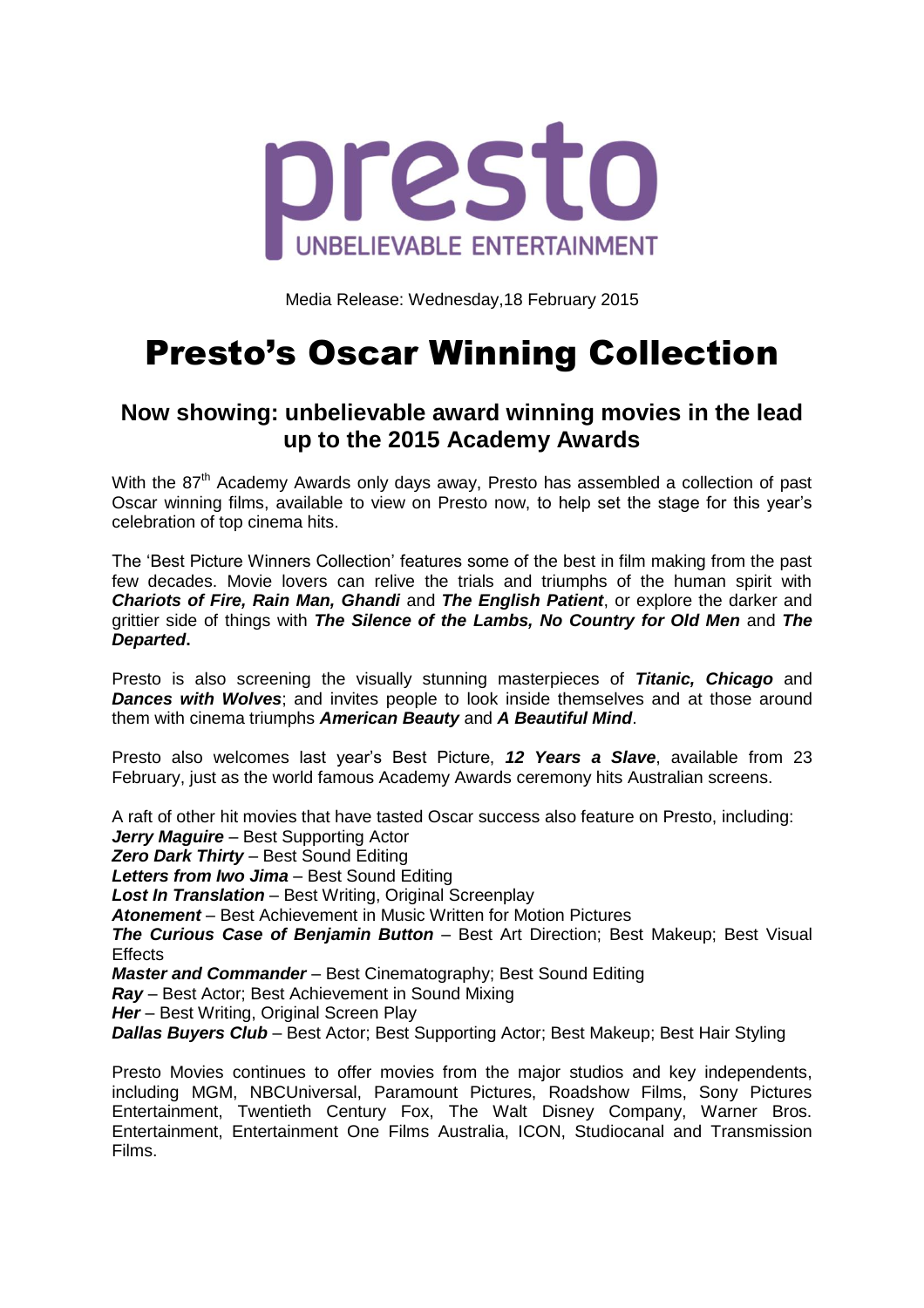presto

UNBELIEVABLE ENTERTAINMENT

Media Release: Wednesday,18 February 2015

# Presto's Oscar Winning Collection

## Now showing: unbelievable award winning movies in the lead up to the 2015 Academy Awards

With the 87th Academy Awards only days away, Presto has assembled a collection of past Oscar winning films, available to view on Presto now, to help set the stage for this year's celebration of top cinema hits.

The 'Best Picture Winners Collection' features some of the best in film making from the past few decades. Movie lovers can relive the trials and triumphs of the human spirit with ***Chariots of Fire, Rain Man, Ghandi*** and ***The English Patient***, or explore the darker and grittier side of things with ***The Silence of the Lambs, No Country for Old Men*** and ***The Departed*****.**

Presto is also screening the visually stunning masterpieces of ***Titanic, Chicago*** and ***Dances with Wolves***; and invites people to look inside themselves and at those around them with cinema triumphs ***American Beauty*** and ***A Beautiful Mind***.

Presto also welcomes last year's Best Picture, ***12 Years a Slave***, available from 23 February, just as the world famous Academy Awards ceremony hits Australian screens.

A raft of other hit movies that have tasted Oscar success also feature on Presto, including:
***Jerry Maguire*** – Best Supporting Actor
***Zero Dark Thirty*** – Best Sound Editing
***Letters from Iwo Jima*** – Best Sound Editing
***Lost In Translation*** – Best Writing, Original Screenplay
***Atonement*** – Best Achievement in Music Written for Motion Pictures
***The Curious Case of Benjamin Button*** – Best Art Direction; Best Makeup; Best Visual Effects
***Master and Commander*** – Best Cinematography; Best Sound Editing
***Ray*** – Best Actor; Best Achievement in Sound Mixing
***Her*** – Best Writing, Original Screen Play
***Dallas Buyers Club*** – Best Actor; Best Supporting Actor; Best Makeup; Best Hair Styling

Presto Movies continues to offer movies from the major studios and key independents, including MGM, NBCUniversal, Paramount Pictures, Roadshow Films, Sony Pictures Entertainment, Twentieth Century Fox, The Walt Disney Company, Warner Bros. Entertainment, Entertainment One Films Australia, ICON, Studiocanal and Transmission Films.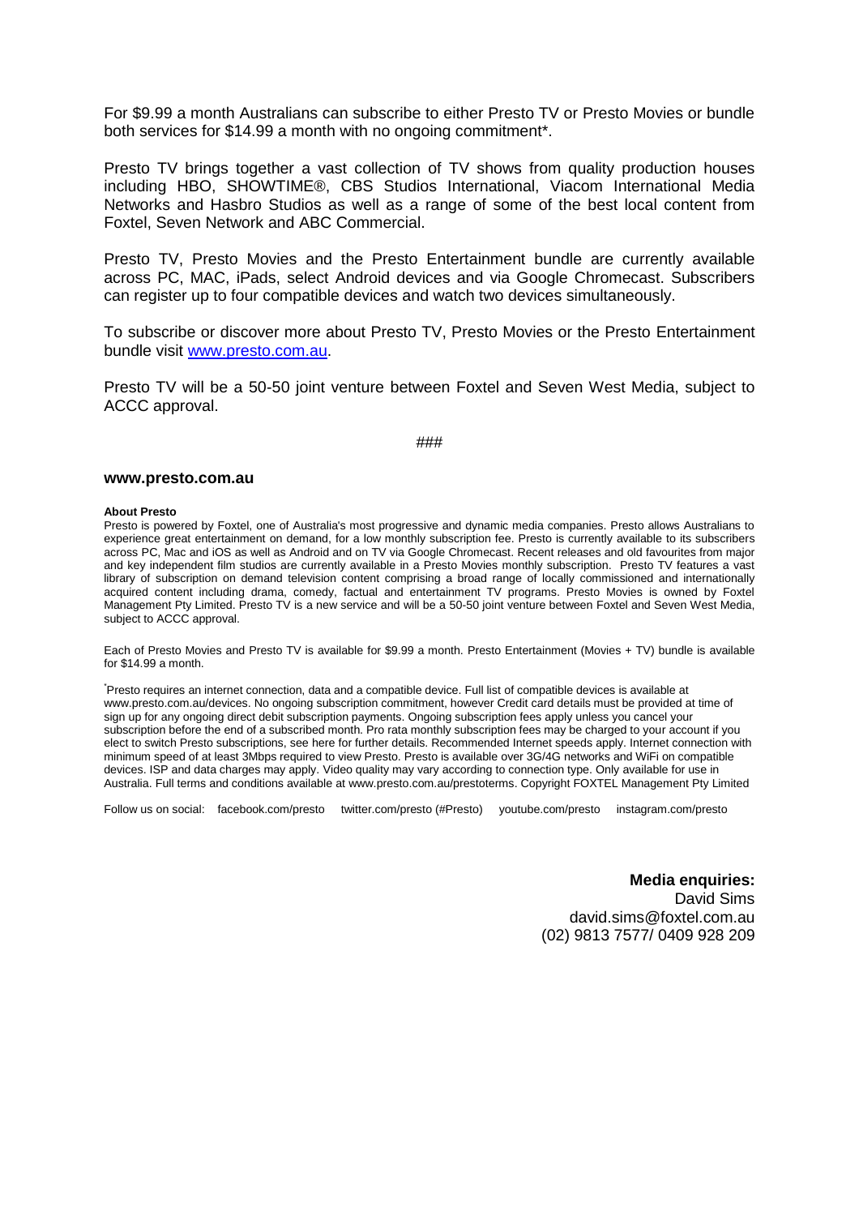For $9.99 a month Australians can subscribe to either Presto TV or Presto Movies or bundle both services for $14.99 a month with no ongoing commitment*.

Presto TV brings together a vast collection of TV shows from quality production houses including HBO, SHOWTIME®, CBS Studios International, Viacom International Media Networks and Hasbro Studios as well as a range of some of the best local content from Foxtel, Seven Network and ABC Commercial.

Presto TV, Presto Movies and the Presto Entertainment bundle are currently available across PC, MAC, iPads, select Android devices and via Google Chromecast. Subscribers can register up to four compatible devices and watch two devices simultaneously.

To subscribe or discover more about Presto TV, Presto Movies or the Presto Entertainment bundle visit [www.presto.com.au](http://www.presto.com.au).

Presto TV will be a 50-50 joint venture between Foxtel and Seven West Media, subject to ACCC approval.

###

**www.presto.com.au**

**About Presto**

Presto is powered by Foxtel, one of Australia's most progressive and dynamic media companies. Presto allows Australians to experience great entertainment on demand, for a low monthly subscription fee. Presto is currently available to its subscribers across PC, Mac and iOS as well as Android and on TV via Google Chromecast. Recent releases and old favourites from major and key independent film studios are currently available in a Presto Movies monthly subscription. Presto TV features a vast library of subscription on demand television content comprising a broad range of locally commissioned and internationally acquired content including drama, comedy, factual and entertainment TV programs. Presto Movies is owned by Foxtel Management Pty Limited. Presto TV is a new service and will be a 50-50 joint venture between Foxtel and Seven West Media, subject to ACCC approval.

Each of Presto Movies and Presto TV is available for $9.99 a month. Presto Entertainment (Movies + TV) bundle is available for $14.99 a month.

*Presto requires an internet connection, data and a compatible device. Full list of compatible devices is available at www.presto.com.au/devices. No ongoing subscription commitment, however Credit card details must be provided at time of sign up for any ongoing direct debit subscription payments. Ongoing subscription fees apply unless you cancel your subscription before the end of a subscribed month. Pro rata monthly subscription fees may be charged to your account if you elect to switch Presto subscriptions, see here for further details. Recommended Internet speeds apply. Internet connection with minimum speed of at least 3Mbps required to view Presto. Presto is available over 3G/4G networks and WiFi on compatible devices. ISP and data charges may apply. Video quality may vary according to connection type. Only available for use in Australia. Full terms and conditions available at www.presto.com.au/prestoterms. Copyright FOXTEL Management Pty Limited

Follow us on social: facebook.com/presto twitter.com/presto (#Presto) youtube.com/presto instagram.com/presto

**Media enquiries:**
David Sims
david.sims@foxtel.com.au
(02) 9813 7577/ 0409 928 209